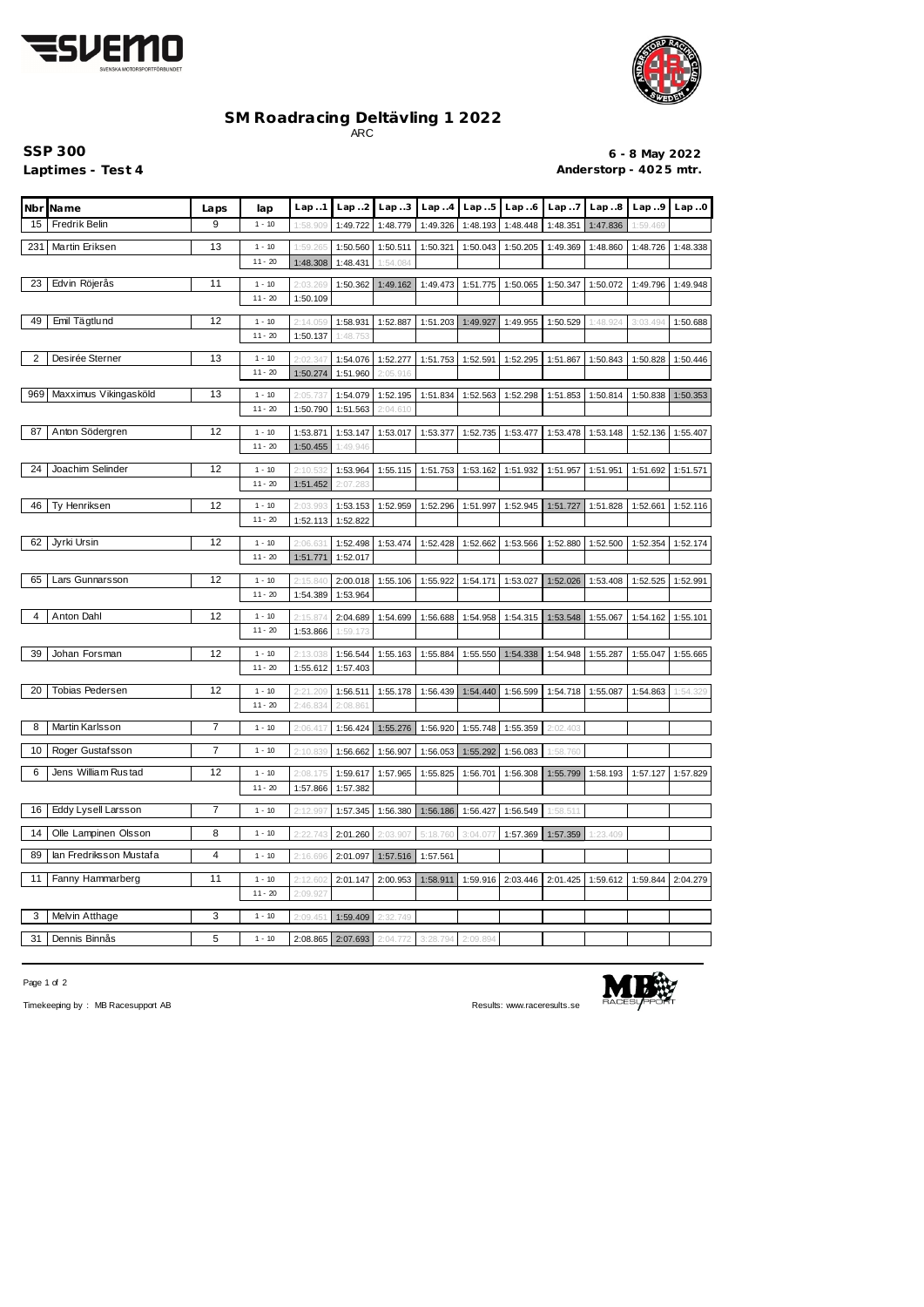# SM Roadracing Deltävling 1 2022

ARC

**SSP 300**

**Laptimes - Test 4**

**6 - 8 May 2022**

**Anderstorp - 4025 mtr.**

| Nbr | Name | Laps | lap | Lap..1 | Lap..2 | Lap..3 | Lap..4 | Lap..5 | Lap..6 | Lap..7 | Lap..8 | Lap..9 | Lap..0 |
|---|---|---|---|---|---|---|---|---|---|---|---|---|---|
| 15 | Fredrik Belin | 9 | 1 - 10 | 1:58.909 | 1:49.722 | 1:48.779 | 1:49.326 | 1:48.193 | 1:48.448 | 1:48.351 | 1:47.836 | 1:59.469 | |
| 231 | Martin Eriksen | 13 | 1 - 10 | 1:59.265 | 1:50.560 | 1:50.511 | 1:50.321 | 1:50.043 | 1:50.205 | 1:49.369 | 1:48.860 | 1:48.726 | 1:48.338 |
| | | | 11 - 20 | 1:48.308 | 1:48.431 | 1:54.084 | | | | | | | |
| 23 | Edvin Röjerås | 11 | 1 - 10 | 2:03.269 | 1:50.362 | 1:49.162 | 1:49.473 | 1:51.775 | 1:50.065 | 1:50.347 | 1:50.072 | 1:49.796 | 1:49.948 |
| | | | 11 - 20 | 1:50.109 | | | | | | | | | |
| 49 | Emil Tägtlund | 12 | 1 - 10 | 2:14.059 | 1:58.931 | 1:52.887 | 1:51.203 | 1:49.927 | 1:49.955 | 1:50.529 | 1:48.924 | 3:03.494 | 1:50.688 |
| | | | 11 - 20 | 1:50.137 | 1:48.753 | | | | | | | | |
| 2 | Desirée Sterner | 13 | 1 - 10 | 2:02.347 | 1:54.076 | 1:52.277 | 1:51.753 | 1:52.591 | 1:52.295 | 1:51.867 | 1:50.843 | 1:50.828 | 1:50.446 |
| | | | 11 - 20 | 1:50.274 | 1:51.960 | 2:05.916 | | | | | | | |
| 969 | Maxximus Vikingasköld | 13 | 1 - 10 | 2:05.737 | 1:54.079 | 1:52.195 | 1:51.834 | 1:52.563 | 1:52.298 | 1:51.853 | 1:50.814 | 1:50.838 | 1:50.353 |
| | | | 11 - 20 | 1:50.790 | 1:51.563 | 2:04.610 | | | | | | | |
| 87 | Anton Södergren | 12 | 1 - 10 | 1:53.871 | 1:53.147 | 1:53.017 | 1:53.377 | 1:52.735 | 1:53.477 | 1:53.478 | 1:53.148 | 1:52.136 | 1:55.407 |
| | | | 11 - 20 | 1:50.455 | 1:49.946 | | | | | | | | |
| 24 | Joachim Selinder | 12 | 1 - 10 | 2:10.532 | 1:53.964 | 1:55.115 | 1:51.753 | 1:53.162 | 1:51.932 | 1:51.957 | 1:51.951 | 1:51.692 | 1:51.571 |
| | | | 11 - 20 | 1:51.452 | 2:07.283 | | | | | | | | |
| 46 | Ty Henriksen | 12 | 1 - 10 | 2:03.993 | 1:53.153 | 1:52.959 | 1:52.296 | 1:51.997 | 1:52.945 | 1:51.727 | 1:51.828 | 1:52.661 | 1:52.116 |
| | | | 11 - 20 | 1:52.113 | 1:52.822 | | | | | | | | |
| 62 | Jyrki Ursin | 12 | 1 - 10 | 2:06.631 | 1:52.498 | 1:53.474 | 1:52.428 | 1:52.662 | 1:53.566 | 1:52.880 | 1:52.500 | 1:52.354 | 1:52.174 |
| | | | 11 - 20 | 1:51.771 | 1:52.017 | | | | | | | | |
| 65 | Lars Gunnarsson | 12 | 1 - 10 | 2:15.840 | 2:00.018 | 1:55.106 | 1:55.922 | 1:54.171 | 1:53.027 | 1:52.026 | 1:53.408 | 1:52.525 | 1:52.991 |
| | | | 11 - 20 | 1:54.389 | 1:53.964 | | | | | | | | |
| 4 | Anton Dahl | 12 | 1 - 10 | 2:15.874 | 2:04.689 | 1:54.699 | 1:56.688 | 1:54.958 | 1:54.315 | 1:53.548 | 1:55.067 | 1:54.162 | 1:55.101 |
| | | | 11 - 20 | 1:53.866 | 1:59.173 | | | | | | | | |
| 39 | Johan Forsman | 12 | 1 - 10 | 2:13.038 | 1:56.544 | 1:55.163 | 1:55.884 | 1:55.550 | 1:54.338 | 1:54.948 | 1:55.287 | 1:55.047 | 1:55.665 |
| | | | 11 - 20 | 1:55.612 | 1:57.403 | | | | | | | | |
| 20 | Tobias Pedersen | 12 | 1 - 10 | 2:21.209 | 1:56.511 | 1:55.178 | 1:56.439 | 1:54.440 | 1:56.599 | 1:54.718 | 1:55.087 | 1:54.863 | 1:54.329 |
| | | | 11 - 20 | 2:46.834 | 2:08.861 | | | | | | | | |
| 8 | Martin Karlsson | 7 | 1 - 10 | 2:06.417 | 1:56.424 | 1:55.276 | 1:56.920 | 1:55.748 | 1:55.359 | 2:02.403 | | | |
| 10 | Roger Gustafsson | 7 | 1 - 10 | 2:10.839 | 1:56.662 | 1:56.907 | 1:56.053 | 1:55.292 | 1:56.083 | 1:58.760 | | | |
| 6 | Jens William Rustad | 12 | 1 - 10 | 2:08.175 | 1:59.617 | 1:57.965 | 1:55.825 | 1:56.701 | 1:56.308 | 1:55.799 | 1:58.193 | 1:57.127 | 1:57.829 |
| | | | 11 - 20 | 1:57.866 | 1:57.382 | | | | | | | | |
| 16 | Eddy Lysell Larsson | 7 | 1 - 10 | 2:12.997 | 1:57.345 | 1:56.380 | 1:56.186 | 1:56.427 | 1:56.549 | 1:58.511 | | | |
| 14 | Olle Lampinen Olsson | 8 | 1 - 10 | 2:22.743 | 2:01.260 | 2:03.907 | 5:18.760 | 3:04.077 | 1:57.369 | 1:57.359 | 1:23.409 | | |
| 89 | Ian Fredriksson Mustafa | 4 | 1 - 10 | 2:16.696 | 2:01.097 | 1:57.516 | 1:57.561 | | | | | | |
| 11 | Fanny Hammarberg | 11 | 1 - 10 | 2:12.602 | 2:01.147 | 2:00.953 | 1:58.911 | 1:59.916 | 2:03.446 | 2:01.425 | 1:59.612 | 1:59.844 | 2:04.279 |
| | | | 11 - 20 | 2:09.927 | | | | | | | | | |
| 3 | Melvin Atthage | 3 | 1 - 10 | 2:09.451 | 1:59.409 | 2:32.749 | | | | | | | |
| 31 | Dennis Binnås | 5 | 1 - 10 | 2:08.865 | 2:07.693 | 2:04.772 | 3:28.794 | 2:09.894 | | | | | |

Timekeeping by : MB Racesupport AB

Results: www.raceresults.se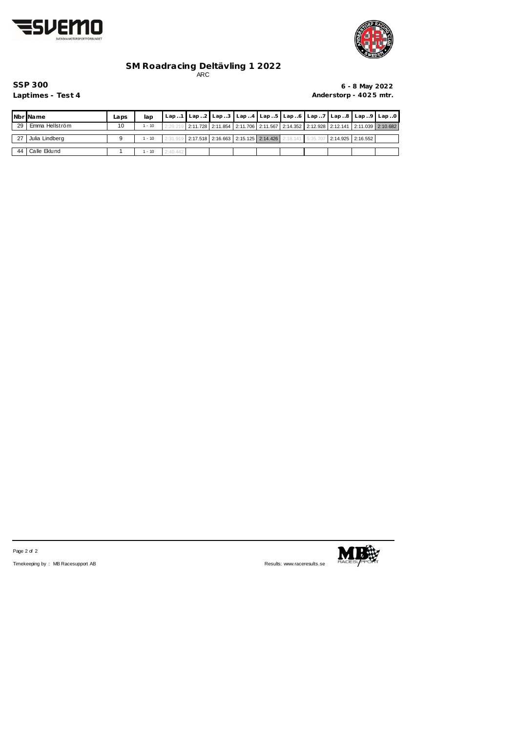## SM Roadracing Deltävling 1 2022

ARC

**SSP 300**

**Laptimes - Test 4**

**6 - 8 May 2022**

**Anderstorp - 4025 mtr.**

| Nbr | Name | Laps | lap | Lap..1 | Lap..2 | Lap..3 | Lap..4 | Lap..5 | Lap..6 | Lap..7 | Lap..8 | Lap..9 | Lap..0 |
|---|---|---|---|---|---|---|---|---|---|---|---|---|---|
| 29 | Emma Hellström | 10 | 1 - 10 | 2:29.219 | 2:11.728 | 2:11.854 | 2:11.706 | 2:11.567 | 2:14.352 | 2:12.928 | 2:12.141 | 2:11.039 | 2:10.682 |
| 27 | Julia Lindberg | 9 | 1 - 10 | 2:31.919 | 2:17.518 | 2:16.663 | 2:15.125 | 2:14.426 | 2:18.141 | 5:35.707 | 2:14.925 | 2:16.552 | |
| 44 | Calle Eklund | 1 | 1 - 10 | 2:40.442 | | | | | | | | | |

Timekeeping by : MB Racesupport AB

Results: www.raceresults.se